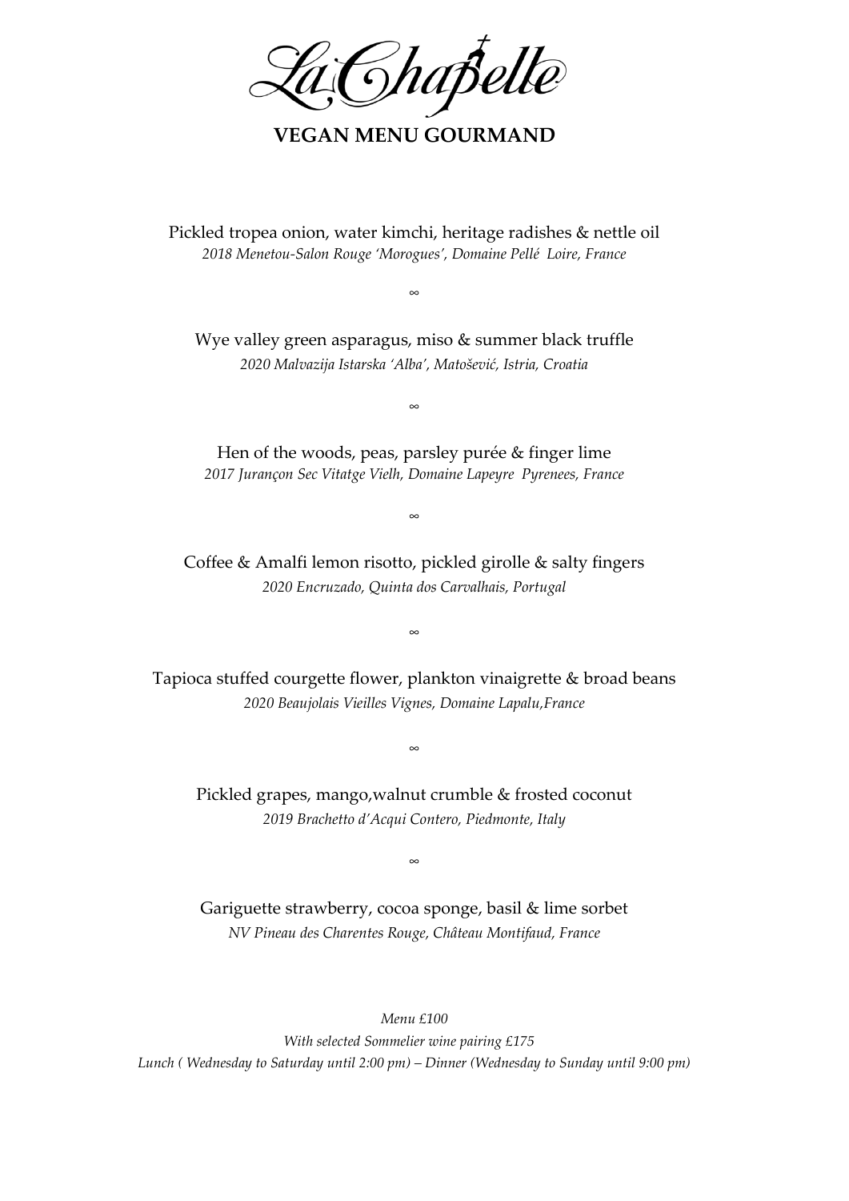# La Chapelle

## VEGAN MENU GOURMAND

Pickled tropea onion, water kimchi, heritage radishes & nettle oil
*2018 Menetou-Salon Rouge 'Morogues', Domaine Pellé Loire, France*

∞

Wye valley green asparagus, miso & summer black truffle
*2020 Malvazija Istarska 'Alba', Matošević, Istria, Croatia*

∞

Hen of the woods, peas, parsley purée & finger lime
*2017 Jurançon Sec Vitatge Vielh, Domaine Lapeyre Pyrenees, France*

∞

Coffee & Amalfi lemon risotto, pickled girolle & salty fingers
*2020 Encruzado, Quinta dos Carvalhais, Portugal*

∞

Tapioca stuffed courgette flower, plankton vinaigrette & broad beans
*2020 Beaujolais Vieilles Vignes, Domaine Lapalu,France*

∞

Pickled grapes, mango,walnut crumble & frosted coconut
*2019 Brachetto d'Acqui Contero, Piedmonte, Italy*

∞

Gariguette strawberry, cocoa sponge, basil & lime sorbet
*NV Pineau des Charentes Rouge, Château Montifaud, France*

*Menu £100*
*With selected Sommelier wine pairing £175*
*Lunch ( Wednesday to Saturday until 2:00 pm) – Dinner (Wednesday to Sunday until 9:00 pm)*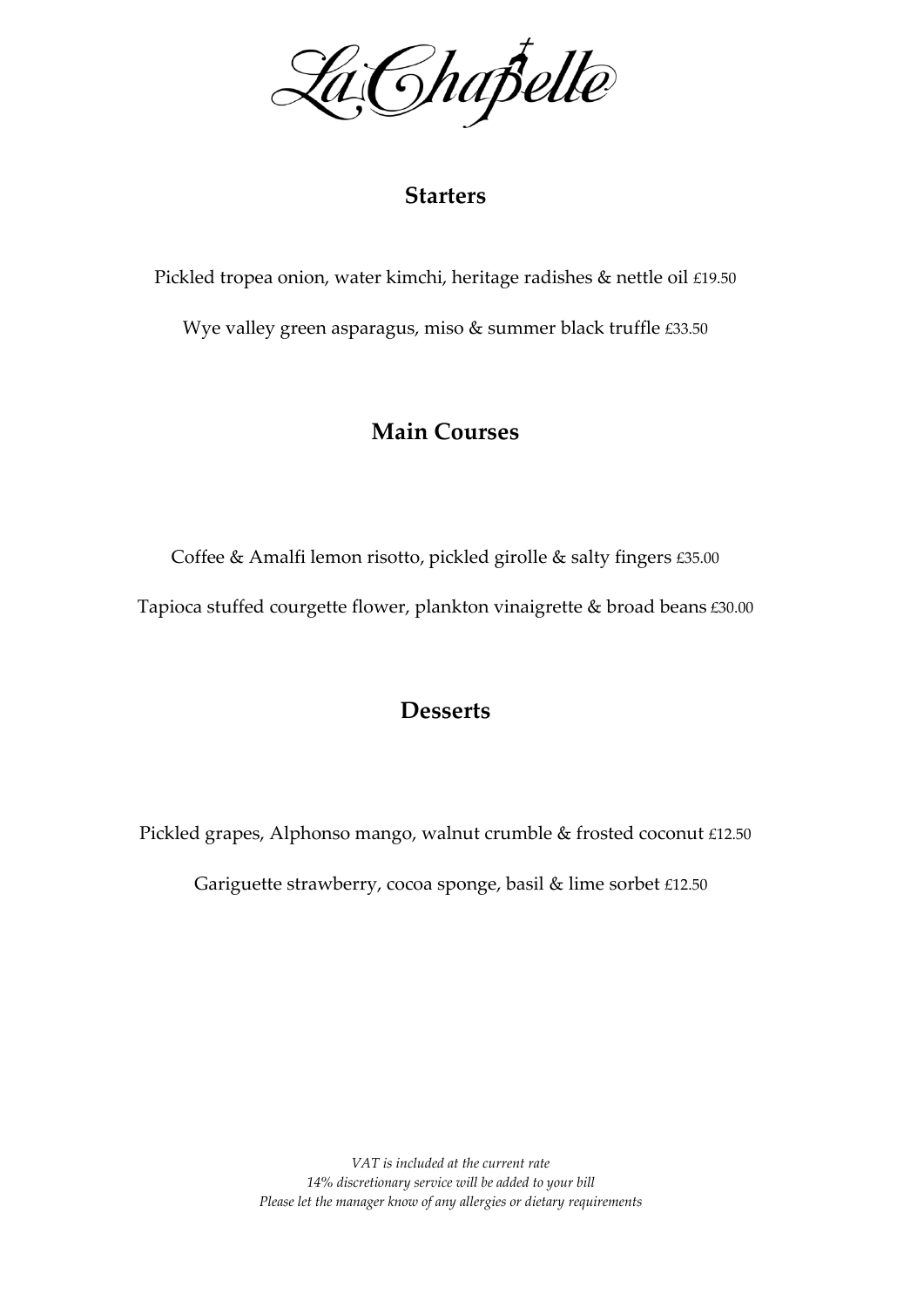# La Chapelle

## Starters

Pickled tropea onion, water kimchi, heritage radishes & nettle oil £19.50

Wye valley green asparagus, miso & summer black truffle £33.50

## Main Courses

Coffee & Amalfi lemon risotto, pickled girolle & salty fingers £35.00

Tapioca stuffed courgette flower, plankton vinaigrette & broad beans £30.00

## Desserts

Pickled grapes, Alphonso mango, walnut crumble & frosted coconut £12.50

Gariguette strawberry, cocoa sponge, basil & lime sorbet £12.50

*VAT is included at the current rate*
*14% discretionary service will be added to your bill*
*Please let the manager know of any allergies or dietary requirements*